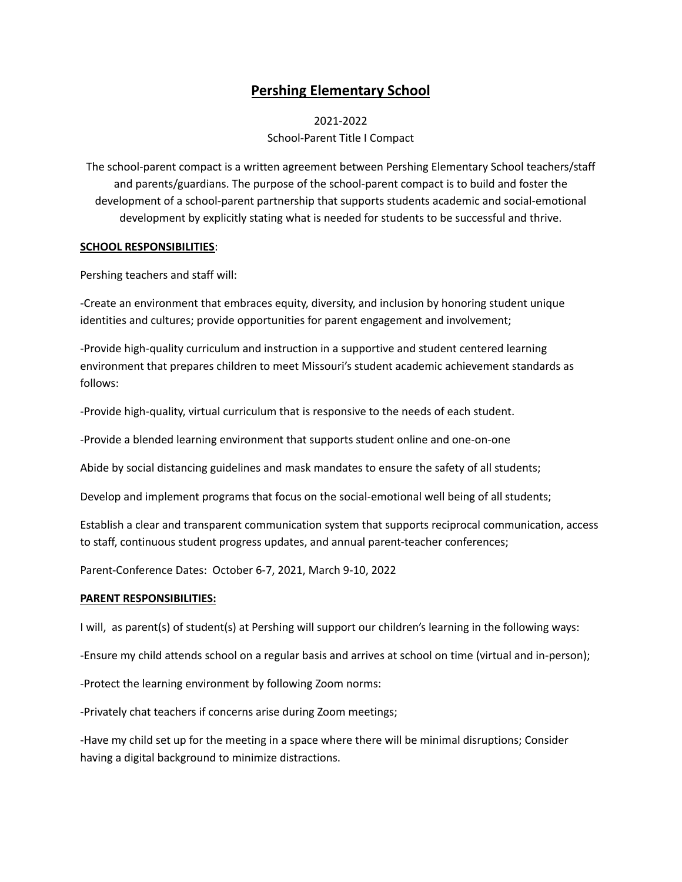# Pershing Elementary School

2021-2022

School-Parent Title I Compact

The school-parent compact is a written agreement between Pershing Elementary School teachers/staff and parents/guardians. The purpose of the school-parent compact is to build and foster the development of a school-parent partnership that supports students academic and social-emotional development by explicitly stating what is needed for students to be successful and thrive.

**SCHOOL RESPONSIBILITIES**:

Pershing teachers and staff will:

-Create an environment that embraces equity, diversity, and inclusion by honoring student unique identities and cultures; provide opportunities for parent engagement and involvement;

-Provide high-quality curriculum and instruction in a supportive and student centered learning environment that prepares children to meet Missouri's student academic achievement standards as follows:

-Provide high-quality, virtual curriculum that is responsive to the needs of each student.

-Provide a blended learning environment that supports student online and one-on-one

Abide by social distancing guidelines and mask mandates to ensure the safety of all students;

Develop and implement programs that focus on the social-emotional well being of all students;

Establish a clear and transparent communication system that supports reciprocal communication, access to staff, continuous student progress updates, and annual parent-teacher conferences;

Parent-Conference Dates: October 6-7, 2021, March 9-10, 2022

**PARENT RESPONSIBILITIES:**

I will, as parent(s) of student(s) at Pershing will support our children's learning in the following ways:

-Ensure my child attends school on a regular basis and arrives at school on time (virtual and in-person);

-Protect the learning environment by following Zoom norms:

-Privately chat teachers if concerns arise during Zoom meetings;

-Have my child set up for the meeting in a space where there will be minimal disruptions; Consider having a digital background to minimize distractions.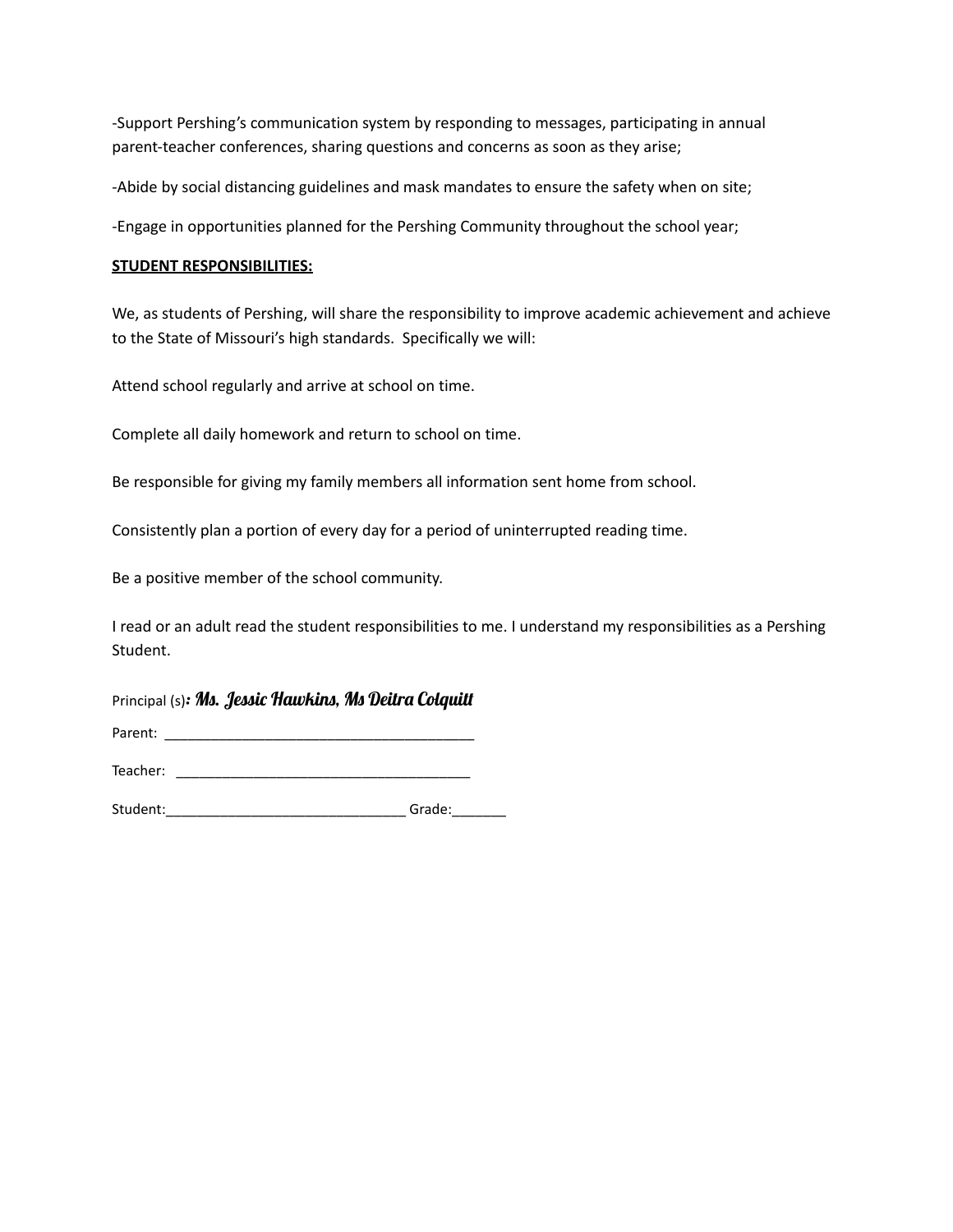-Support Pershing's communication system by responding to messages, participating in annual parent-teacher conferences, sharing questions and concerns as soon as they arise;

-Abide by social distancing guidelines and mask mandates to ensure the safety when on site;

-Engage in opportunities planned for the Pershing Community throughout the school year;

**STUDENT RESPONSIBILITIES:**

We, as students of Pershing, will share the responsibility to improve academic achievement and achieve to the State of Missouri's high standards. Specifically we will:

Attend school regularly and arrive at school on time.

Complete all daily homework and return to school on time.

Be responsible for giving my family members all information sent home from school.

Consistently plan a portion of every day for a period of uninterrupted reading time.

Be a positive member of the school community.

I read or an adult read the student responsibilities to me. I understand my responsibilities as a Pershing Student.

Principal (s)**: Ms. Jessic Hawkins, Ms Deitra Colquitt**

Parent: ________________________________________

Teacher: ______________________________________

Student:_______________________________ Grade:_______